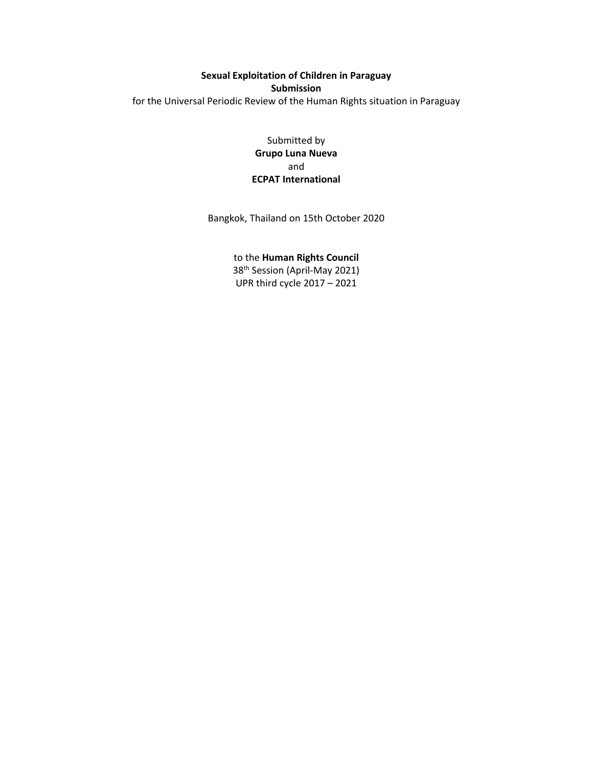**Sexual Exploitation of Children in Paraguay**

**Submission**

for the Universal Periodic Review of the Human Rights situation in Paraguay

Submitted by

**Grupo Luna Nueva**

and

**ECPAT International**

Bangkok, Thailand on 15th October 2020

to the **Human Rights Council**

38th Session (April-May 2021)

UPR third cycle 2017 – 2021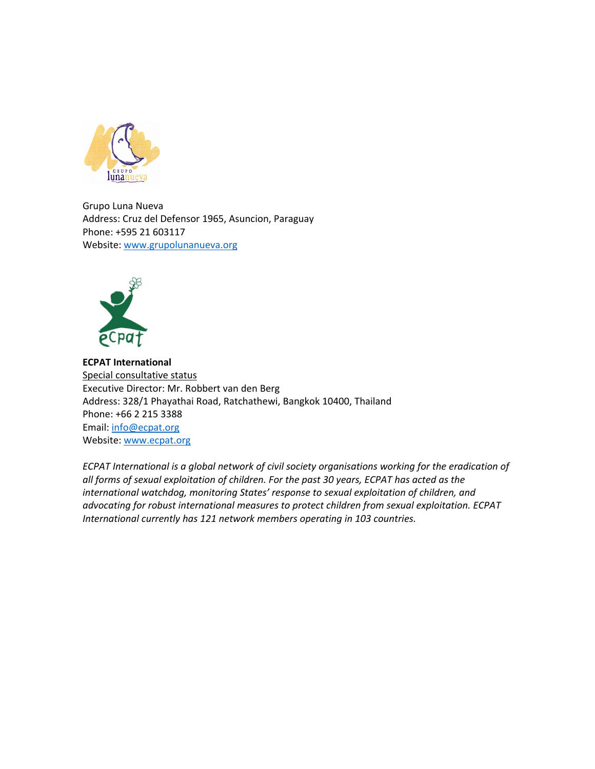Grupo Luna Nueva
Address: Cruz del Defensor 1965, Asuncion, Paraguay
Phone: +595 21 603117
Website: [www.grupolunanueva.org](http://www.grupolunanueva.org)

**ECPAT International**
Special consultative status
Executive Director: Mr. Robbert van den Berg
Address: 328/1 Phayathai Road, Ratchathewi, Bangkok 10400, Thailand
Phone: +66 2 215 3388
Email: [info@ecpat.org](mailto:info@ecpat.org)
Website: [www.ecpat.org](http://www.ecpat.org)

*ECPAT International is a global network of civil society organisations working for the eradication of all forms of sexual exploitation of children. For the past 30 years, ECPAT has acted as the international watchdog, monitoring States' response to sexual exploitation of children, and advocating for robust international measures to protect children from sexual exploitation. ECPAT International currently has 121 network members operating in 103 countries.*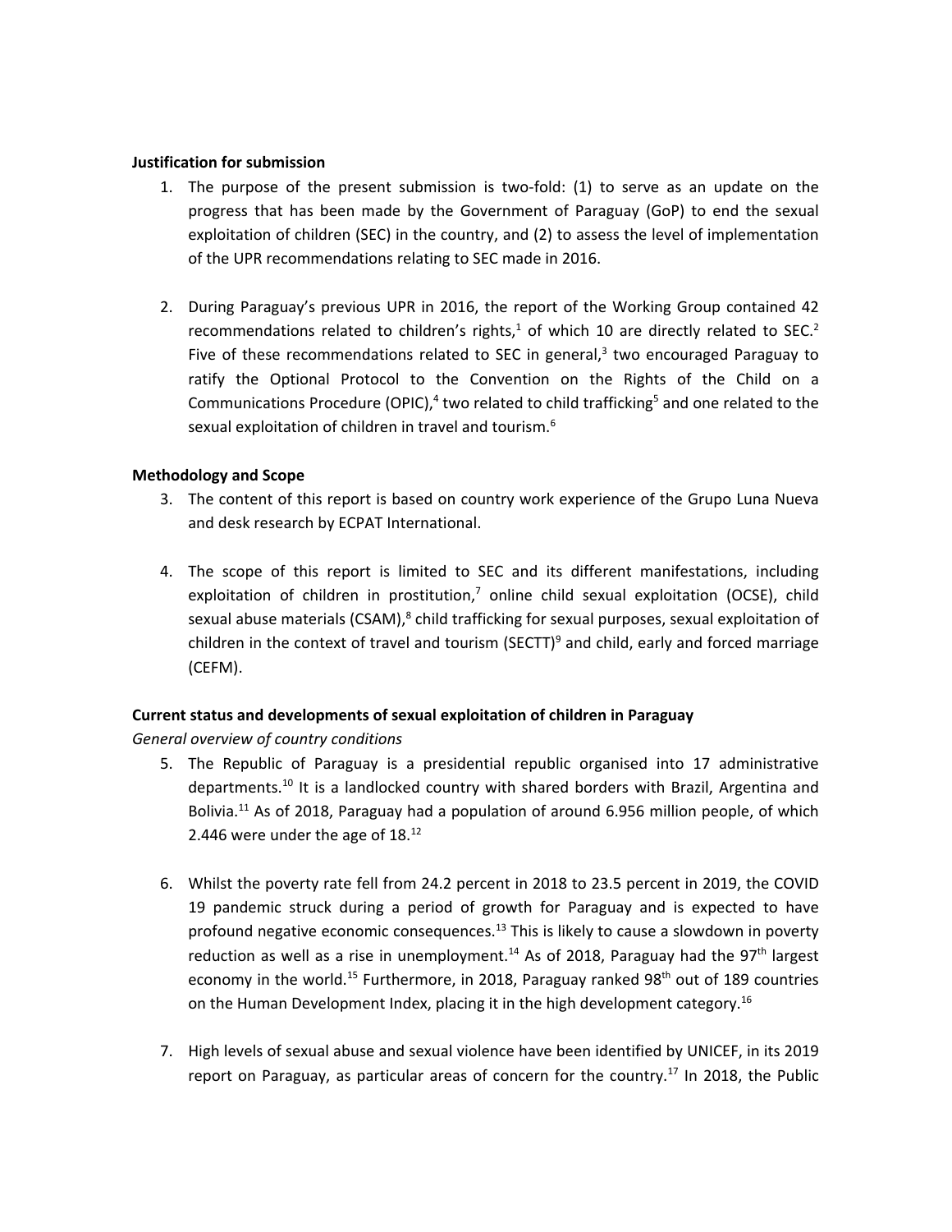**Justification for submission**

1. The purpose of the present submission is two-fold: (1) to serve as an update on the progress that has been made by the Government of Paraguay (GoP) to end the sexual exploitation of children (SEC) in the country, and (2) to assess the level of implementation of the UPR recommendations relating to SEC made in 2016.

2. During Paraguay's previous UPR in 2016, the report of the Working Group contained 42 recommendations related to children's rights,[1] of which 10 are directly related to SEC.[2] Five of these recommendations related to SEC in general,[3] two encouraged Paraguay to ratify the Optional Protocol to the Convention on the Rights of the Child on a Communications Procedure (OPIC),[4] two related to child trafficking[5] and one related to the sexual exploitation of children in travel and tourism.[6]

**Methodology and Scope**

3. The content of this report is based on country work experience of the Grupo Luna Nueva and desk research by ECPAT International.

4. The scope of this report is limited to SEC and its different manifestations, including exploitation of children in prostitution,[7] online child sexual exploitation (OCSE), child sexual abuse materials (CSAM),[8] child trafficking for sexual purposes, sexual exploitation of children in the context of travel and tourism (SECTT)[9] and child, early and forced marriage (CEFM).

**Current status and developments of sexual exploitation of children in Paraguay**

*General overview of country conditions*

5. The Republic of Paraguay is a presidential republic organised into 17 administrative departments.[10] It is a landlocked country with shared borders with Brazil, Argentina and Bolivia.[11] As of 2018, Paraguay had a population of around 6.956 million people, of which 2.446 were under the age of 18.[12]

6. Whilst the poverty rate fell from 24.2 percent in 2018 to 23.5 percent in 2019, the COVID 19 pandemic struck during a period of growth for Paraguay and is expected to have profound negative economic consequences.[13] This is likely to cause a slowdown in poverty reduction as well as a rise in unemployment.[14] As of 2018, Paraguay had the 97th largest economy in the world.[15] Furthermore, in 2018, Paraguay ranked 98th out of 189 countries on the Human Development Index, placing it in the high development category.[16]

7. High levels of sexual abuse and sexual violence have been identified by UNICEF, in its 2019 report on Paraguay, as particular areas of concern for the country.[17] In 2018, the Public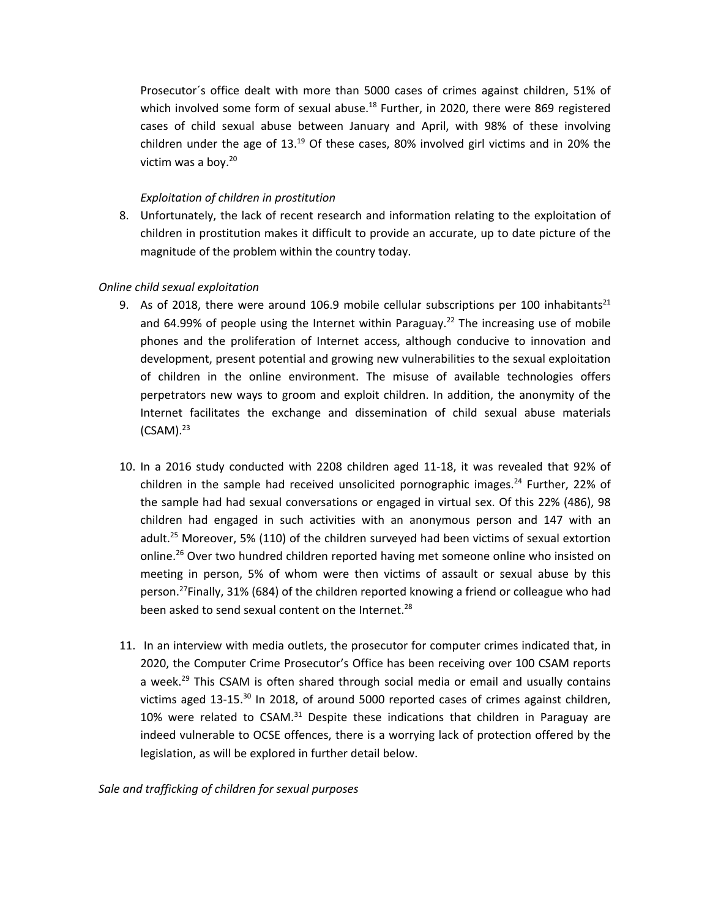Prosecutor´s office dealt with more than 5000 cases of crimes against children, 51% of which involved some form of sexual abuse.[18] Further, in 2020, there were 869 registered cases of child sexual abuse between January and April, with 98% of these involving children under the age of 13.[19] Of these cases, 80% involved girl victims and in 20% the victim was a boy.[20]

*Exploitation of children in prostitution*

8. Unfortunately, the lack of recent research and information relating to the exploitation of children in prostitution makes it difficult to provide an accurate, up to date picture of the magnitude of the problem within the country today.

*Online child sexual exploitation*

9. As of 2018, there were around 106.9 mobile cellular subscriptions per 100 inhabitants[21] and 64.99% of people using the Internet within Paraguay.[22] The increasing use of mobile phones and the proliferation of Internet access, although conducive to innovation and development, present potential and growing new vulnerabilities to the sexual exploitation of children in the online environment. The misuse of available technologies offers perpetrators new ways to groom and exploit children. In addition, the anonymity of the Internet facilitates the exchange and dissemination of child sexual abuse materials (CSAM).[23]

10. In a 2016 study conducted with 2208 children aged 11-18, it was revealed that 92% of children in the sample had received unsolicited pornographic images.[24] Further, 22% of the sample had had sexual conversations or engaged in virtual sex. Of this 22% (486), 98 children had engaged in such activities with an anonymous person and 147 with an adult.[25] Moreover, 5% (110) of the children surveyed had been victims of sexual extortion online.[26] Over two hundred children reported having met someone online who insisted on meeting in person, 5% of whom were then victims of assault or sexual abuse by this person.[27]Finally, 31% (684) of the children reported knowing a friend or colleague who had been asked to send sexual content on the Internet.[28]

11. In an interview with media outlets, the prosecutor for computer crimes indicated that, in 2020, the Computer Crime Prosecutor's Office has been receiving over 100 CSAM reports a week.[29] This CSAM is often shared through social media or email and usually contains victims aged 13-15.[30] In 2018, of around 5000 reported cases of crimes against children, 10% were related to CSAM.[31] Despite these indications that children in Paraguay are indeed vulnerable to OCSE offences, there is a worrying lack of protection offered by the legislation, as will be explored in further detail below.

*Sale and trafficking of children for sexual purposes*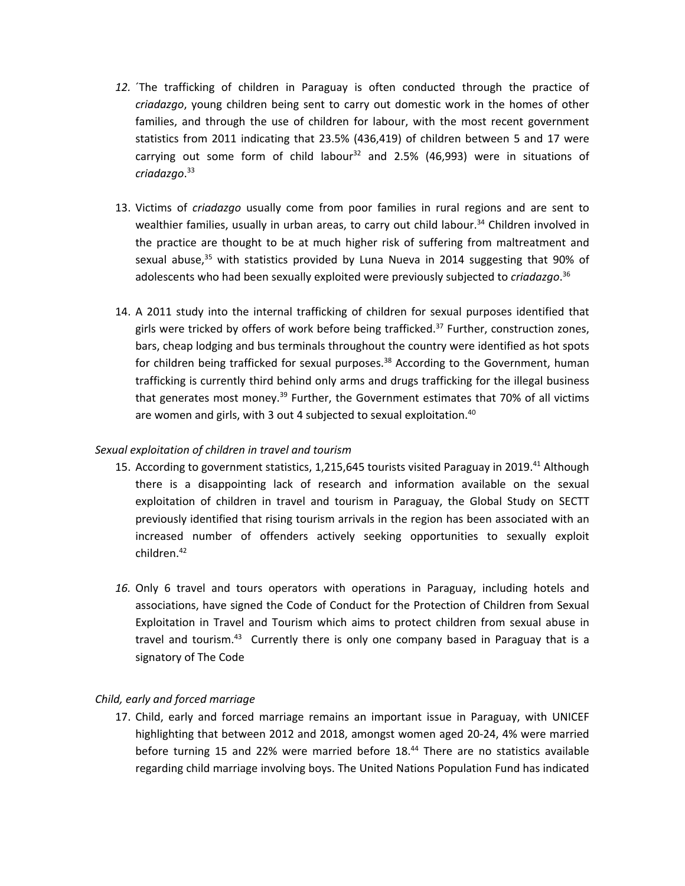12. ´The trafficking of children in Paraguay is often conducted through the practice of *criadazgo*, young children being sent to carry out domestic work in the homes of other families, and through the use of children for labour, with the most recent government statistics from 2011 indicating that 23.5% (436,419) of children between 5 and 17 were carrying out some form of child labour[32] and 2.5% (46,993) were in situations of *criadazgo*.[33]

13. Victims of *criadazgo* usually come from poor families in rural regions and are sent to wealthier families, usually in urban areas, to carry out child labour.[34] Children involved in the practice are thought to be at much higher risk of suffering from maltreatment and sexual abuse,[35] with statistics provided by Luna Nueva in 2014 suggesting that 90% of adolescents who had been sexually exploited were previously subjected to *criadazgo*.[36]

14. A 2011 study into the internal trafficking of children for sexual purposes identified that girls were tricked by offers of work before being trafficked.[37] Further, construction zones, bars, cheap lodging and bus terminals throughout the country were identified as hot spots for children being trafficked for sexual purposes.[38] According to the Government, human trafficking is currently third behind only arms and drugs trafficking for the illegal business that generates most money.[39] Further, the Government estimates that 70% of all victims are women and girls, with 3 out 4 subjected to sexual exploitation.[40]

*Sexual exploitation of children in travel and tourism*

15. According to government statistics, 1,215,645 tourists visited Paraguay in 2019.[41] Although there is a disappointing lack of research and information available on the sexual exploitation of children in travel and tourism in Paraguay, the Global Study on SECTT previously identified that rising tourism arrivals in the region has been associated with an increased number of offenders actively seeking opportunities to sexually exploit children.[42]

16. Only 6 travel and tours operators with operations in Paraguay, including hotels and associations, have signed the Code of Conduct for the Protection of Children from Sexual Exploitation in Travel and Tourism which aims to protect children from sexual abuse in travel and tourism.[43] Currently there is only one company based in Paraguay that is a signatory of The Code

*Child, early and forced marriage*

17. Child, early and forced marriage remains an important issue in Paraguay, with UNICEF highlighting that between 2012 and 2018, amongst women aged 20-24, 4% were married before turning 15 and 22% were married before 18.[44] There are no statistics available regarding child marriage involving boys. The United Nations Population Fund has indicated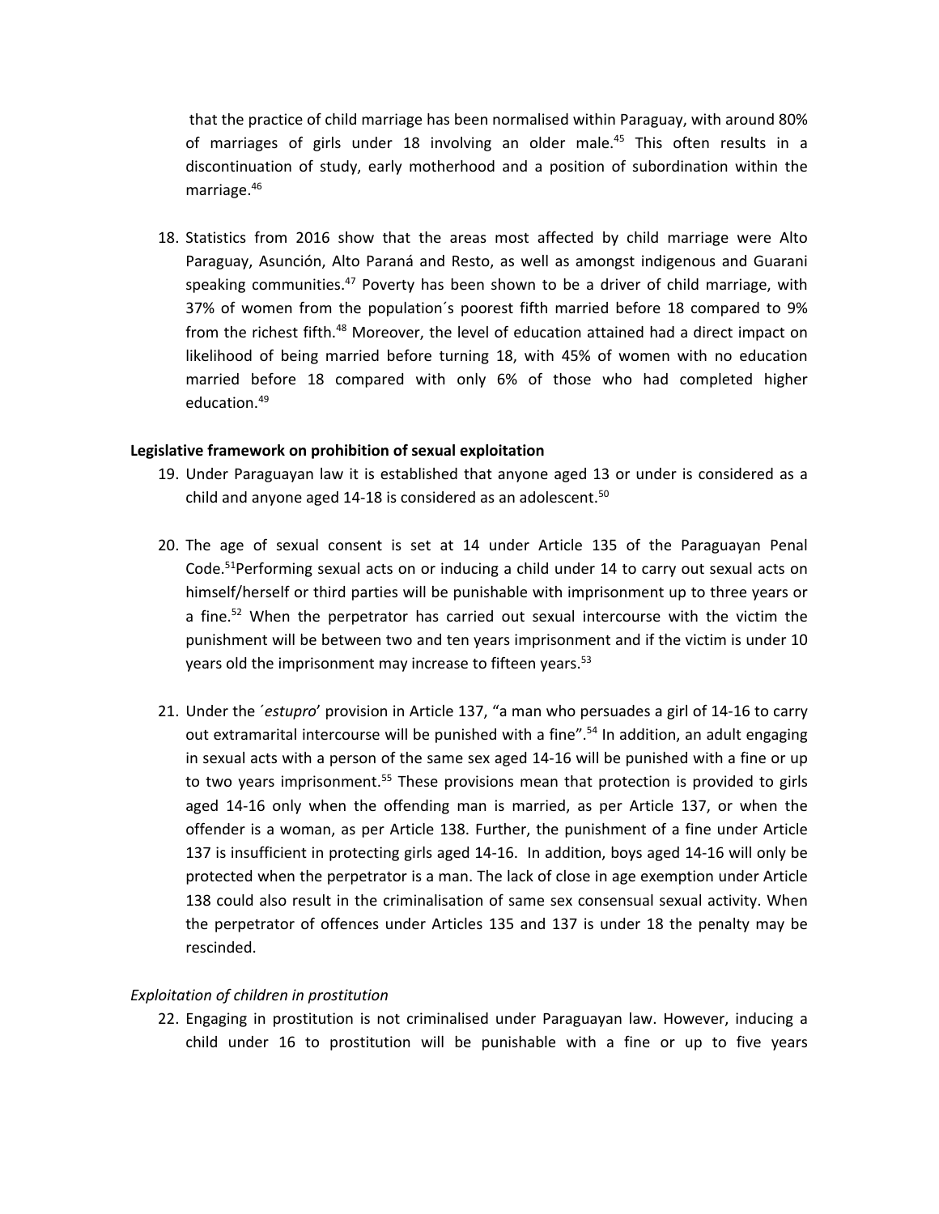that the practice of child marriage has been normalised within Paraguay, with around 80% of marriages of girls under 18 involving an older male.[45] This often results in a discontinuation of study, early motherhood and a position of subordination within the marriage.[46]

18. Statistics from 2016 show that the areas most affected by child marriage were Alto Paraguay, Asunción, Alto Paraná and Resto, as well as amongst indigenous and Guarani speaking communities.[47] Poverty has been shown to be a driver of child marriage, with 37% of women from the population´s poorest fifth married before 18 compared to 9% from the richest fifth.[48] Moreover, the level of education attained had a direct impact on likelihood of being married before turning 18, with 45% of women with no education married before 18 compared with only 6% of those who had completed higher education.[49]

**Legislative framework on prohibition of sexual exploitation**

19. Under Paraguayan law it is established that anyone aged 13 or under is considered as a child and anyone aged 14-18 is considered as an adolescent.[50]

20. The age of sexual consent is set at 14 under Article 135 of the Paraguayan Penal Code.[51]Performing sexual acts on or inducing a child under 14 to carry out sexual acts on himself/herself or third parties will be punishable with imprisonment up to three years or a fine.[52] When the perpetrator has carried out sexual intercourse with the victim the punishment will be between two and ten years imprisonment and if the victim is under 10 years old the imprisonment may increase to fifteen years.[53]

21. Under the ´*estupro*' provision in Article 137, "a man who persuades a girl of 14-16 to carry out extramarital intercourse will be punished with a fine".[54] In addition, an adult engaging in sexual acts with a person of the same sex aged 14-16 will be punished with a fine or up to two years imprisonment.[55] These provisions mean that protection is provided to girls aged 14-16 only when the offending man is married, as per Article 137, or when the offender is a woman, as per Article 138. Further, the punishment of a fine under Article 137 is insufficient in protecting girls aged 14-16. In addition, boys aged 14-16 will only be protected when the perpetrator is a man. The lack of close in age exemption under Article 138 could also result in the criminalisation of same sex consensual sexual activity. When the perpetrator of offences under Articles 135 and 137 is under 18 the penalty may be rescinded.

*Exploitation of children in prostitution*

22. Engaging in prostitution is not criminalised under Paraguayan law. However, inducing a child under 16 to prostitution will be punishable with a fine or up to five years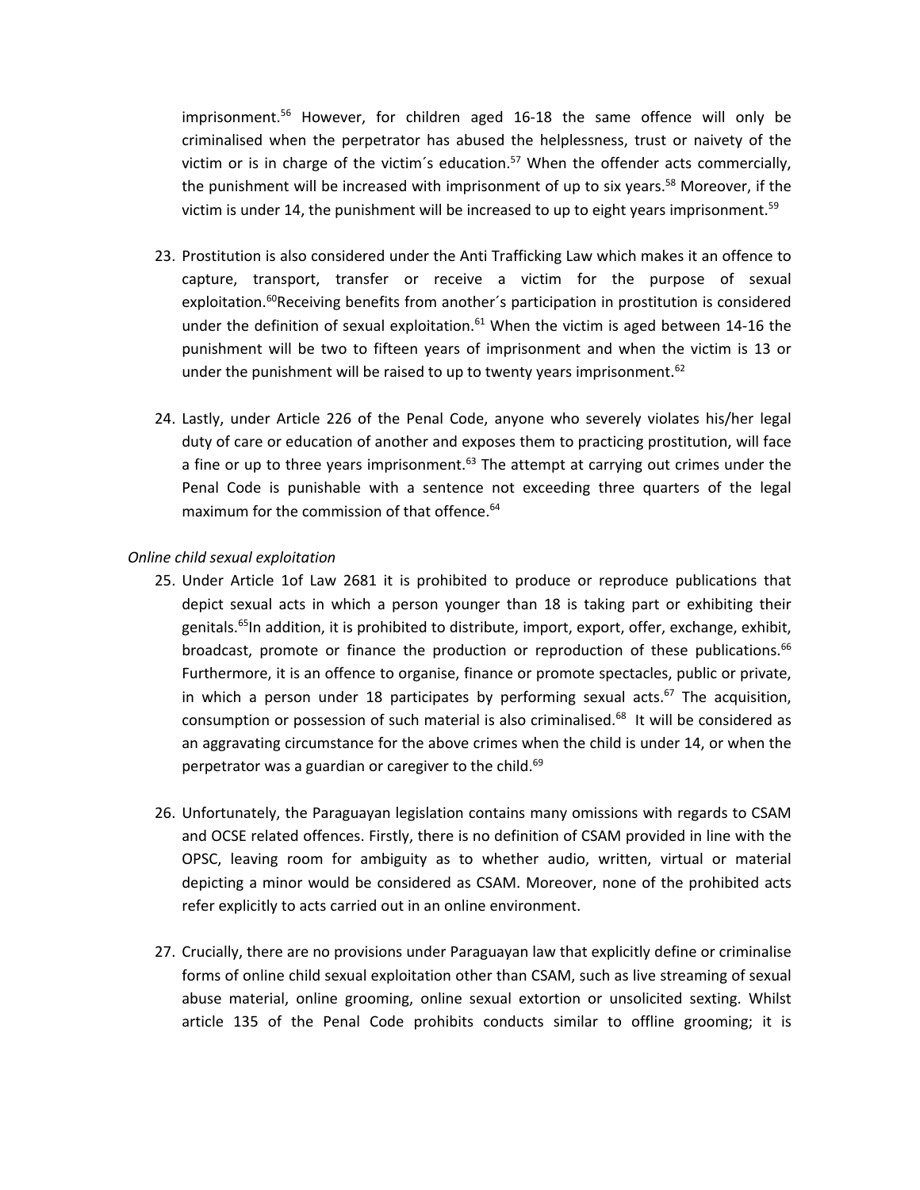imprisonment.[56] However, for children aged 16-18 the same offence will only be criminalised when the perpetrator has abused the helplessness, trust or naivety of the victim or is in charge of the victim´s education.[57] When the offender acts commercially, the punishment will be increased with imprisonment of up to six years.[58] Moreover, if the victim is under 14, the punishment will be increased to up to eight years imprisonment.[59]

23. Prostitution is also considered under the Anti Trafficking Law which makes it an offence to capture, transport, transfer or receive a victim for the purpose of sexual exploitation.[60]Receiving benefits from another´s participation in prostitution is considered under the definition of sexual exploitation.[61] When the victim is aged between 14-16 the punishment will be two to fifteen years of imprisonment and when the victim is 13 or under the punishment will be raised to up to twenty years imprisonment.[62]

24. Lastly, under Article 226 of the Penal Code, anyone who severely violates his/her legal duty of care or education of another and exposes them to practicing prostitution, will face a fine or up to three years imprisonment.[63] The attempt at carrying out crimes under the Penal Code is punishable with a sentence not exceeding three quarters of the legal maximum for the commission of that offence.[64]

*Online child sexual exploitation*

25. Under Article 1of Law 2681 it is prohibited to produce or reproduce publications that depict sexual acts in which a person younger than 18 is taking part or exhibiting their genitals.[65]In addition, it is prohibited to distribute, import, export, offer, exchange, exhibit, broadcast, promote or finance the production or reproduction of these publications.[66] Furthermore, it is an offence to organise, finance or promote spectacles, public or private, in which a person under 18 participates by performing sexual acts.[67] The acquisition, consumption or possession of such material is also criminalised.[68] It will be considered as an aggravating circumstance for the above crimes when the child is under 14, or when the perpetrator was a guardian or caregiver to the child.[69]

26. Unfortunately, the Paraguayan legislation contains many omissions with regards to CSAM and OCSE related offences. Firstly, there is no definition of CSAM provided in line with the OPSC, leaving room for ambiguity as to whether audio, written, virtual or material depicting a minor would be considered as CSAM. Moreover, none of the prohibited acts refer explicitly to acts carried out in an online environment.

27. Crucially, there are no provisions under Paraguayan law that explicitly define or criminalise forms of online child sexual exploitation other than CSAM, such as live streaming of sexual abuse material, online grooming, online sexual extortion or unsolicited sexting. Whilst article 135 of the Penal Code prohibits conducts similar to offline grooming; it is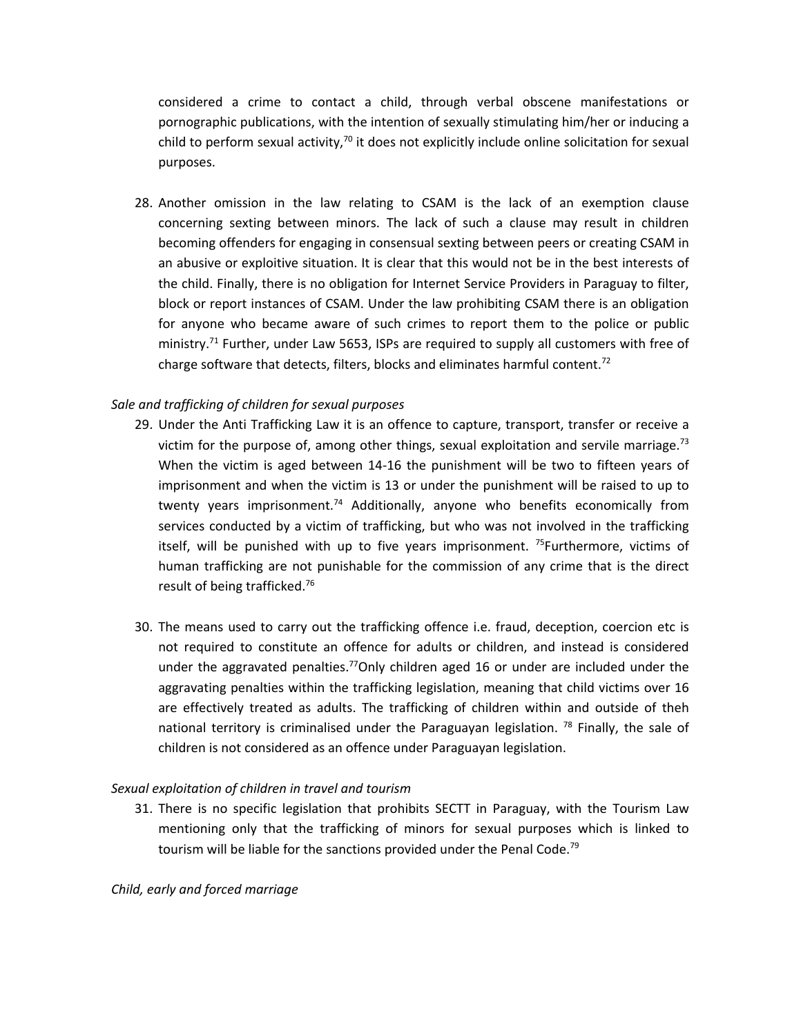considered a crime to contact a child, through verbal obscene manifestations or pornographic publications, with the intention of sexually stimulating him/her or inducing a child to perform sexual activity,[70] it does not explicitly include online solicitation for sexual purposes.

28. Another omission in the law relating to CSAM is the lack of an exemption clause concerning sexting between minors. The lack of such a clause may result in children becoming offenders for engaging in consensual sexting between peers or creating CSAM in an abusive or exploitive situation. It is clear that this would not be in the best interests of the child. Finally, there is no obligation for Internet Service Providers in Paraguay to filter, block or report instances of CSAM. Under the law prohibiting CSAM there is an obligation for anyone who became aware of such crimes to report them to the police or public ministry.[71] Further, under Law 5653, ISPs are required to supply all customers with free of charge software that detects, filters, blocks and eliminates harmful content.[72]

*Sale and trafficking of children for sexual purposes*

29. Under the Anti Trafficking Law it is an offence to capture, transport, transfer or receive a victim for the purpose of, among other things, sexual exploitation and servile marriage.[73] When the victim is aged between 14-16 the punishment will be two to fifteen years of imprisonment and when the victim is 13 or under the punishment will be raised to up to twenty years imprisonment.[74] Additionally, anyone who benefits economically from services conducted by a victim of trafficking, but who was not involved in the trafficking itself, will be punished with up to five years imprisonment. [75]Furthermore, victims of human trafficking are not punishable for the commission of any crime that is the direct result of being trafficked.[76]

30. The means used to carry out the trafficking offence i.e. fraud, deception, coercion etc is not required to constitute an offence for adults or children, and instead is considered under the aggravated penalties.[77]Only children aged 16 or under are included under the aggravating penalties within the trafficking legislation, meaning that child victims over 16 are effectively treated as adults. The trafficking of children within and outside of theh national territory is criminalised under the Paraguayan legislation. [78] Finally, the sale of children is not considered as an offence under Paraguayan legislation.

*Sexual exploitation of children in travel and tourism*

31. There is no specific legislation that prohibits SECTT in Paraguay, with the Tourism Law mentioning only that the trafficking of minors for sexual purposes which is linked to tourism will be liable for the sanctions provided under the Penal Code.[79]

*Child, early and forced marriage*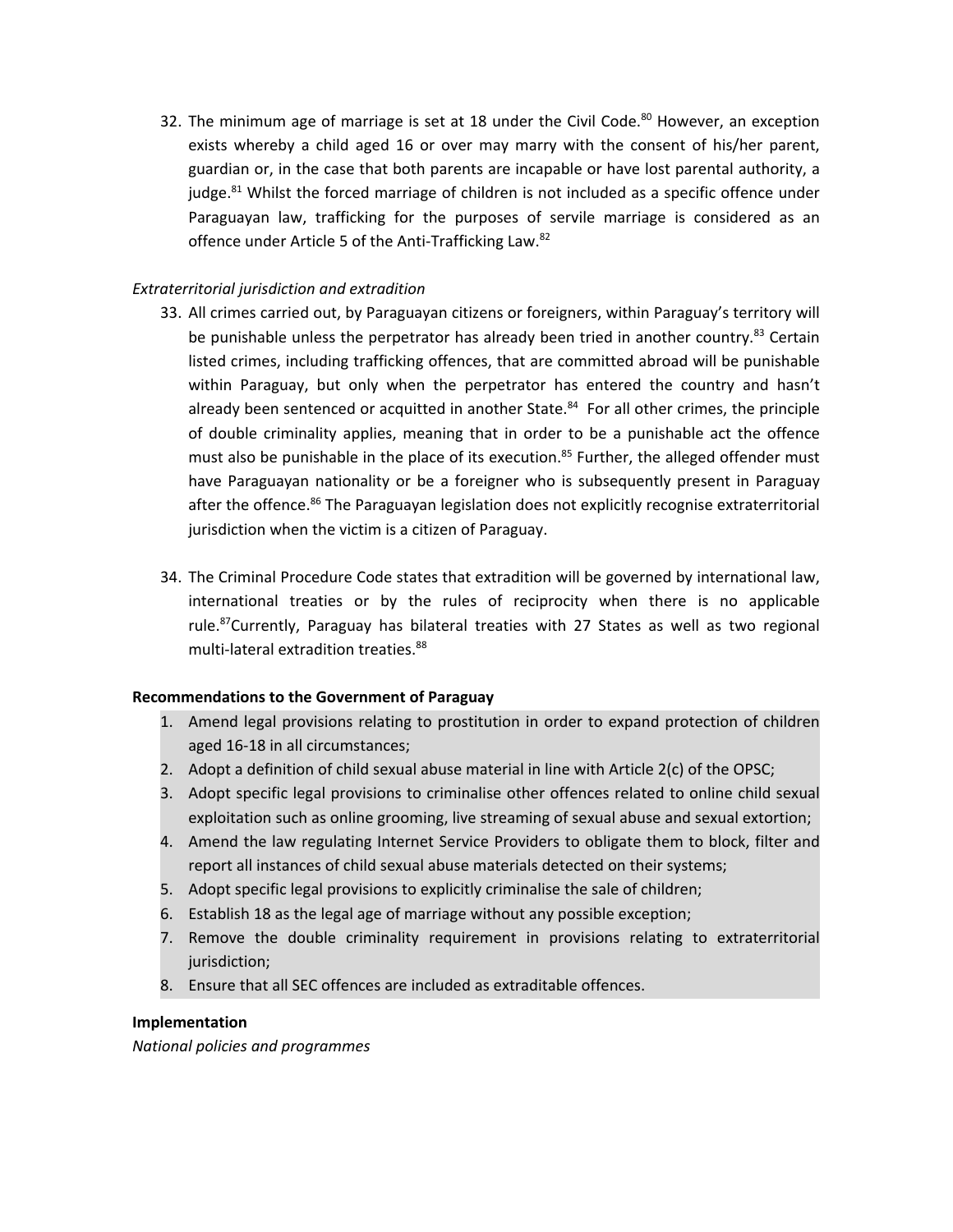32. The minimum age of marriage is set at 18 under the Civil Code.[80] However, an exception exists whereby a child aged 16 or over may marry with the consent of his/her parent, guardian or, in the case that both parents are incapable or have lost parental authority, a judge.[81] Whilst the forced marriage of children is not included as a specific offence under Paraguayan law, trafficking for the purposes of servile marriage is considered as an offence under Article 5 of the Anti-Trafficking Law.[82]

*Extraterritorial jurisdiction and extradition*

33. All crimes carried out, by Paraguayan citizens or foreigners, within Paraguay's territory will be punishable unless the perpetrator has already been tried in another country.[83] Certain listed crimes, including trafficking offences, that are committed abroad will be punishable within Paraguay, but only when the perpetrator has entered the country and hasn't already been sentenced or acquitted in another State.[84] For all other crimes, the principle of double criminality applies, meaning that in order to be a punishable act the offence must also be punishable in the place of its execution.[85] Further, the alleged offender must have Paraguayan nationality or be a foreigner who is subsequently present in Paraguay after the offence.[86] The Paraguayan legislation does not explicitly recognise extraterritorial jurisdiction when the victim is a citizen of Paraguay.

34. The Criminal Procedure Code states that extradition will be governed by international law, international treaties or by the rules of reciprocity when there is no applicable rule.[87] Currently, Paraguay has bilateral treaties with 27 States as well as two regional multi-lateral extradition treaties.[88]

**Recommendations to the Government of Paraguay**

1. Amend legal provisions relating to prostitution in order to expand protection of children aged 16-18 in all circumstances;
2. Adopt a definition of child sexual abuse material in line with Article 2(c) of the OPSC;
3. Adopt specific legal provisions to criminalise other offences related to online child sexual exploitation such as online grooming, live streaming of sexual abuse and sexual extortion;
4. Amend the law regulating Internet Service Providers to obligate them to block, filter and report all instances of child sexual abuse materials detected on their systems;
5. Adopt specific legal provisions to explicitly criminalise the sale of children;
6. Establish 18 as the legal age of marriage without any possible exception;
7. Remove the double criminality requirement in provisions relating to extraterritorial jurisdiction;
8. Ensure that all SEC offences are included as extraditable offences.

**Implementation**

*National policies and programmes*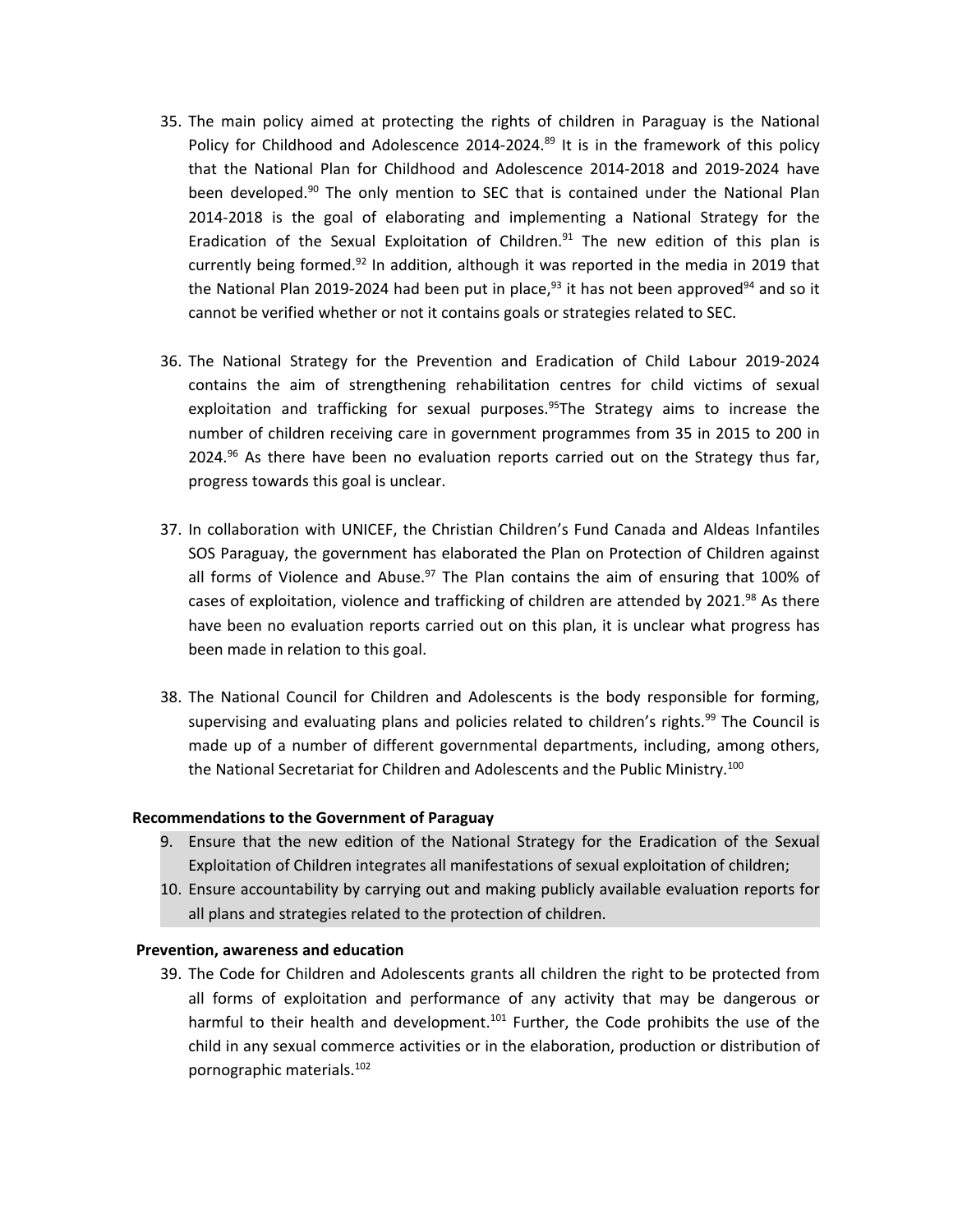35. The main policy aimed at protecting the rights of children in Paraguay is the National Policy for Childhood and Adolescence 2014-2024.[89] It is in the framework of this policy that the National Plan for Childhood and Adolescence 2014-2018 and 2019-2024 have been developed.[90] The only mention to SEC that is contained under the National Plan 2014-2018 is the goal of elaborating and implementing a National Strategy for the Eradication of the Sexual Exploitation of Children.[91] The new edition of this plan is currently being formed.[92] In addition, although it was reported in the media in 2019 that the National Plan 2019-2024 had been put in place,[93] it has not been approved[94] and so it cannot be verified whether or not it contains goals or strategies related to SEC.

36. The National Strategy for the Prevention and Eradication of Child Labour 2019-2024 contains the aim of strengthening rehabilitation centres for child victims of sexual exploitation and trafficking for sexual purposes.[95]The Strategy aims to increase the number of children receiving care in government programmes from 35 in 2015 to 200 in 2024.[96] As there have been no evaluation reports carried out on the Strategy thus far, progress towards this goal is unclear.

37. In collaboration with UNICEF, the Christian Children's Fund Canada and Aldeas Infantiles SOS Paraguay, the government has elaborated the Plan on Protection of Children against all forms of Violence and Abuse.[97] The Plan contains the aim of ensuring that 100% of cases of exploitation, violence and trafficking of children are attended by 2021.[98] As there have been no evaluation reports carried out on this plan, it is unclear what progress has been made in relation to this goal.

38. The National Council for Children and Adolescents is the body responsible for forming, supervising and evaluating plans and policies related to children's rights.[99] The Council is made up of a number of different governmental departments, including, among others, the National Secretariat for Children and Adolescents and the Public Ministry.[100]

**Recommendations to the Government of Paraguay**

9. Ensure that the new edition of the National Strategy for the Eradication of the Sexual Exploitation of Children integrates all manifestations of sexual exploitation of children;
10. Ensure accountability by carrying out and making publicly available evaluation reports for all plans and strategies related to the protection of children.

**Prevention, awareness and education**

39. The Code for Children and Adolescents grants all children the right to be protected from all forms of exploitation and performance of any activity that may be dangerous or harmful to their health and development.[101] Further, the Code prohibits the use of the child in any sexual commerce activities or in the elaboration, production or distribution of pornographic materials.[102]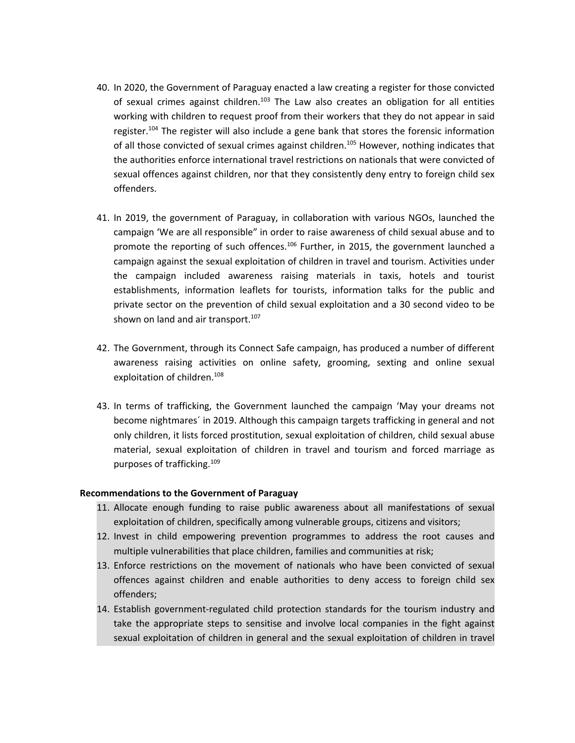40. In 2020, the Government of Paraguay enacted a law creating a register for those convicted of sexual crimes against children.[103] The Law also creates an obligation for all entities working with children to request proof from their workers that they do not appear in said register.[104] The register will also include a gene bank that stores the forensic information of all those convicted of sexual crimes against children.[105] However, nothing indicates that the authorities enforce international travel restrictions on nationals that were convicted of sexual offences against children, nor that they consistently deny entry to foreign child sex offenders.

41. In 2019, the government of Paraguay, in collaboration with various NGOs, launched the campaign 'We are all responsible" in order to raise awareness of child sexual abuse and to promote the reporting of such offences.[106] Further, in 2015, the government launched a campaign against the sexual exploitation of children in travel and tourism. Activities under the campaign included awareness raising materials in taxis, hotels and tourist establishments, information leaflets for tourists, information talks for the public and private sector on the prevention of child sexual exploitation and a 30 second video to be shown on land and air transport.[107]

42. The Government, through its Connect Safe campaign, has produced a number of different awareness raising activities on online safety, grooming, sexting and online sexual exploitation of children.[108]

43. In terms of trafficking, the Government launched the campaign 'May your dreams not become nightmares´ in 2019. Although this campaign targets trafficking in general and not only children, it lists forced prostitution, sexual exploitation of children, child sexual abuse material, sexual exploitation of children in travel and tourism and forced marriage as purposes of trafficking.[109]

**Recommendations to the Government of Paraguay**

11. Allocate enough funding to raise public awareness about all manifestations of sexual exploitation of children, specifically among vulnerable groups, citizens and visitors;
12. Invest in child empowering prevention programmes to address the root causes and multiple vulnerabilities that place children, families and communities at risk;
13. Enforce restrictions on the movement of nationals who have been convicted of sexual offences against children and enable authorities to deny access to foreign child sex offenders;
14. Establish government-regulated child protection standards for the tourism industry and take the appropriate steps to sensitise and involve local companies in the fight against sexual exploitation of children in general and the sexual exploitation of children in travel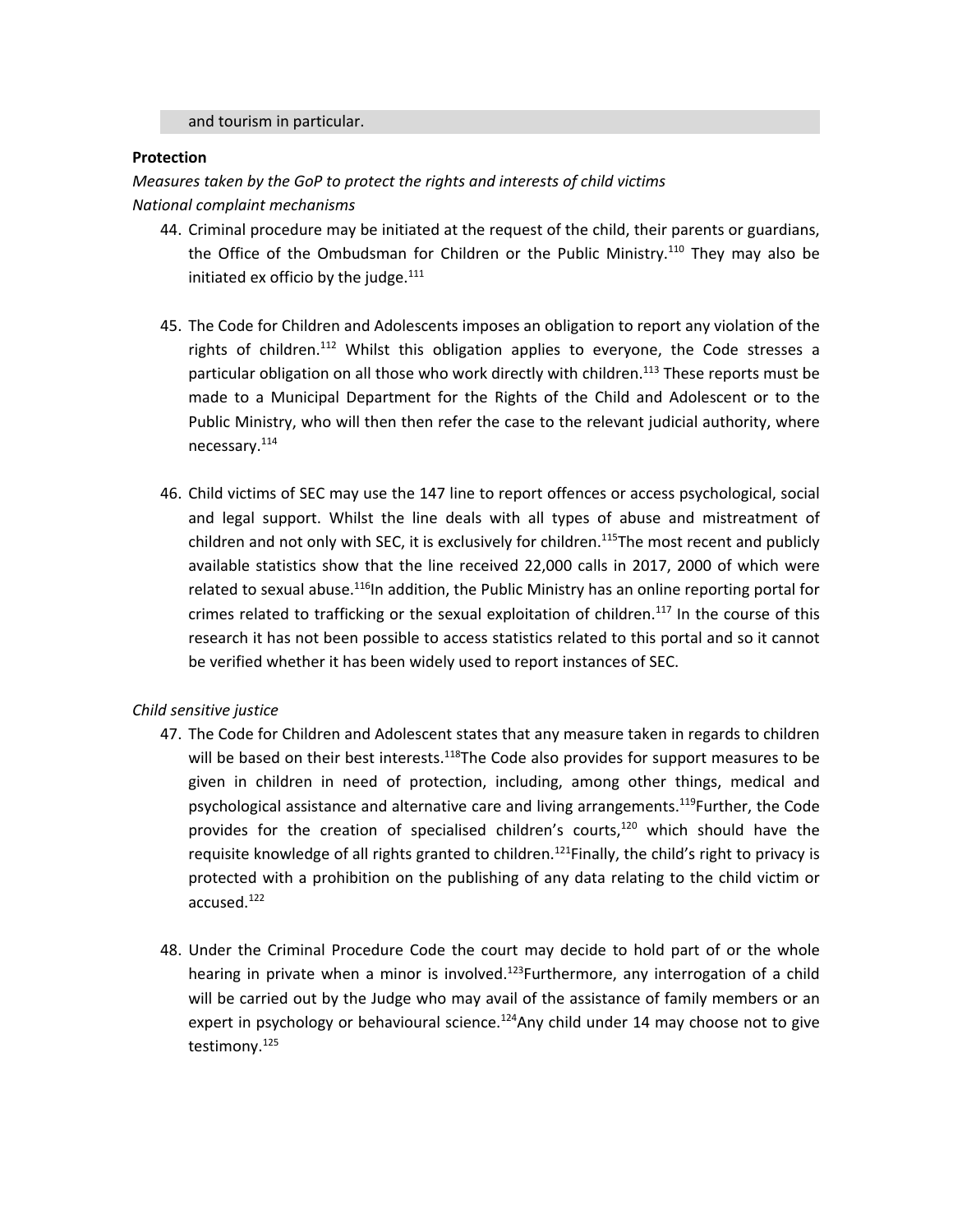and tourism in particular.

**Protection**

*Measures taken by the GoP to protect the rights and interests of child victims*

*National complaint mechanisms*

44. Criminal procedure may be initiated at the request of the child, their parents or guardians, the Office of the Ombudsman for Children or the Public Ministry.[110] They may also be initiated ex officio by the judge.[111]

45. The Code for Children and Adolescents imposes an obligation to report any violation of the rights of children.[112] Whilst this obligation applies to everyone, the Code stresses a particular obligation on all those who work directly with children.[113] These reports must be made to a Municipal Department for the Rights of the Child and Adolescent or to the Public Ministry, who will then then refer the case to the relevant judicial authority, where necessary.[114]

46. Child victims of SEC may use the 147 line to report offences or access psychological, social and legal support. Whilst the line deals with all types of abuse and mistreatment of children and not only with SEC, it is exclusively for children.[115]The most recent and publicly available statistics show that the line received 22,000 calls in 2017, 2000 of which were related to sexual abuse.[116]In addition, the Public Ministry has an online reporting portal for crimes related to trafficking or the sexual exploitation of children.[117] In the course of this research it has not been possible to access statistics related to this portal and so it cannot be verified whether it has been widely used to report instances of SEC.

*Child sensitive justice*

47. The Code for Children and Adolescent states that any measure taken in regards to children will be based on their best interests.[118]The Code also provides for support measures to be given in children in need of protection, including, among other things, medical and psychological assistance and alternative care and living arrangements.[119]Further, the Code provides for the creation of specialised children's courts,[120] which should have the requisite knowledge of all rights granted to children.[121]Finally, the child's right to privacy is protected with a prohibition on the publishing of any data relating to the child victim or accused.[122]

48. Under the Criminal Procedure Code the court may decide to hold part of or the whole hearing in private when a minor is involved.[123]Furthermore, any interrogation of a child will be carried out by the Judge who may avail of the assistance of family members or an expert in psychology or behavioural science.[124]Any child under 14 may choose not to give testimony.[125]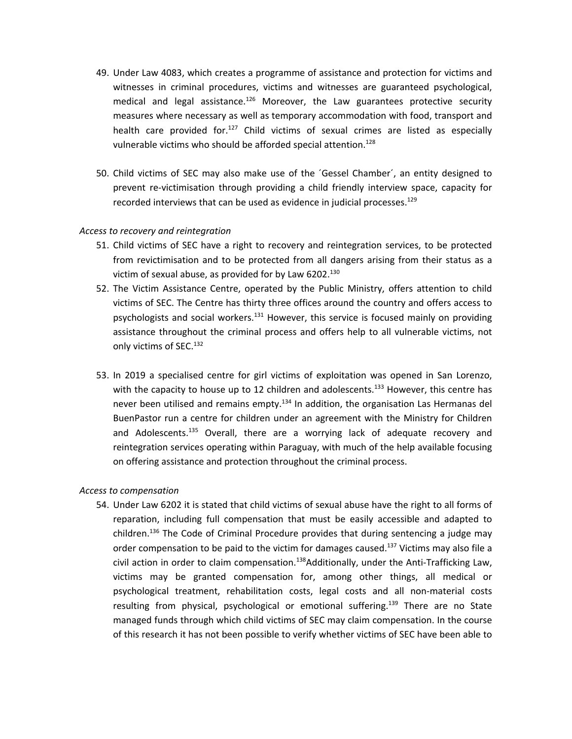49. Under Law 4083, which creates a programme of assistance and protection for victims and witnesses in criminal procedures, victims and witnesses are guaranteed psychological, medical and legal assistance.[126] Moreover, the Law guarantees protective security measures where necessary as well as temporary accommodation with food, transport and health care provided for.[127] Child victims of sexual crimes are listed as especially vulnerable victims who should be afforded special attention.[128]

50. Child victims of SEC may also make use of the ´Gessel Chamber´, an entity designed to prevent re-victimisation through providing a child friendly interview space, capacity for recorded interviews that can be used as evidence in judicial processes.[129]

*Access to recovery and reintegration*

51. Child victims of SEC have a right to recovery and reintegration services, to be protected from revictimisation and to be protected from all dangers arising from their status as a victim of sexual abuse, as provided for by Law 6202.[130]
52. The Victim Assistance Centre, operated by the Public Ministry, offers attention to child victims of SEC. The Centre has thirty three offices around the country and offers access to psychologists and social workers.[131] However, this service is focused mainly on providing assistance throughout the criminal process and offers help to all vulnerable victims, not only victims of SEC.[132]

53. In 2019 a specialised centre for girl victims of exploitation was opened in San Lorenzo, with the capacity to house up to 12 children and adolescents.[133] However, this centre has never been utilised and remains empty.[134] In addition, the organisation Las Hermanas del BuenPastor run a centre for children under an agreement with the Ministry for Children and Adolescents.[135] Overall, there are a worrying lack of adequate recovery and reintegration services operating within Paraguay, with much of the help available focusing on offering assistance and protection throughout the criminal process.

*Access to compensation*

54. Under Law 6202 it is stated that child victims of sexual abuse have the right to all forms of reparation, including full compensation that must be easily accessible and adapted to children.[136] The Code of Criminal Procedure provides that during sentencing a judge may order compensation to be paid to the victim for damages caused.[137] Victims may also file a civil action in order to claim compensation.[138]Additionally, under the Anti-Trafficking Law, victims may be granted compensation for, among other things, all medical or psychological treatment, rehabilitation costs, legal costs and all non-material costs resulting from physical, psychological or emotional suffering.[139] There are no State managed funds through which child victims of SEC may claim compensation. In the course of this research it has not been possible to verify whether victims of SEC have been able to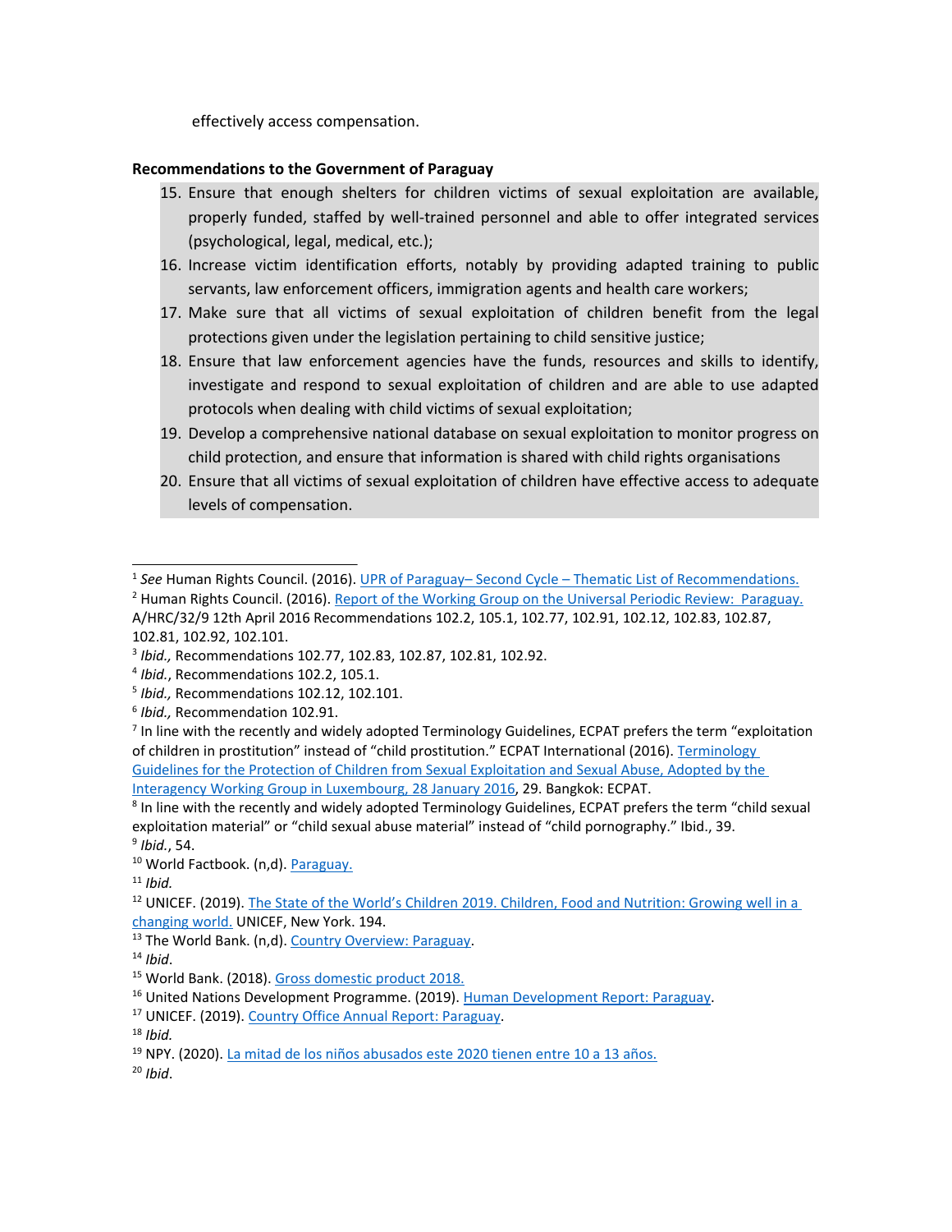effectively access compensation.

**Recommendations to the Government of Paraguay**

15. Ensure that enough shelters for children victims of sexual exploitation are available, properly funded, staffed by well-trained personnel and able to offer integrated services (psychological, legal, medical, etc.);
16. Increase victim identification efforts, notably by providing adapted training to public servants, law enforcement officers, immigration agents and health care workers;
17. Make sure that all victims of sexual exploitation of children benefit from the legal protections given under the legislation pertaining to child sensitive justice;
18. Ensure that law enforcement agencies have the funds, resources and skills to identify, investigate and respond to sexual exploitation of children and are able to use adapted protocols when dealing with child victims of sexual exploitation;
19. Develop a comprehensive national database on sexual exploitation to monitor progress on child protection, and ensure that information is shared with child rights organisations
20. Ensure that all victims of sexual exploitation of children have effective access to adequate levels of compensation.

---

[1] *See* Human Rights Council. (2016). UPR of Paraguay– Second Cycle – Thematic List of Recommendations.

[2] Human Rights Council. (2016). Report of the Working Group on the Universal Periodic Review: Paraguay. A/HRC/32/9 12th April 2016 Recommendations 102.2, 105.1, 102.77, 102.91, 102.12, 102.83, 102.87, 102.81, 102.92, 102.101.

[3] *Ibid.,* Recommendations 102.77, 102.83, 102.87, 102.81, 102.92.

[4] *Ibid.*, Recommendations 102.2, 105.1.

[5] *Ibid.,* Recommendations 102.12, 102.101.

[6] *Ibid.,* Recommendation 102.91.

[7] In line with the recently and widely adopted Terminology Guidelines, ECPAT prefers the term "exploitation of children in prostitution" instead of "child prostitution." ECPAT International (2016). Terminology Guidelines for the Protection of Children from Sexual Exploitation and Sexual Abuse, Adopted by the Interagency Working Group in Luxembourg, 28 January 2016, 29. Bangkok: ECPAT.

[8] In line with the recently and widely adopted Terminology Guidelines, ECPAT prefers the term "child sexual exploitation material" or "child sexual abuse material" instead of "child pornography." Ibid., 39.

[9] *Ibid.*, 54.

[10] World Factbook. (n,d). Paraguay.

[11] *Ibid.*

[12] UNICEF. (2019). The State of the World's Children 2019. Children, Food and Nutrition: Growing well in a changing world. UNICEF, New York. 194.

[13] The World Bank. (n,d). Country Overview: Paraguay.

[14] *Ibid*.

[15] World Bank. (2018). Gross domestic product 2018.

[16] United Nations Development Programme. (2019). Human Development Report: Paraguay.

[17] UNICEF. (2019). Country Office Annual Report: Paraguay.

[18] *Ibid.*

[19] NPY. (2020). La mitad de los niños abusados este 2020 tienen entre 10 a 13 años.

[20] *Ibid*.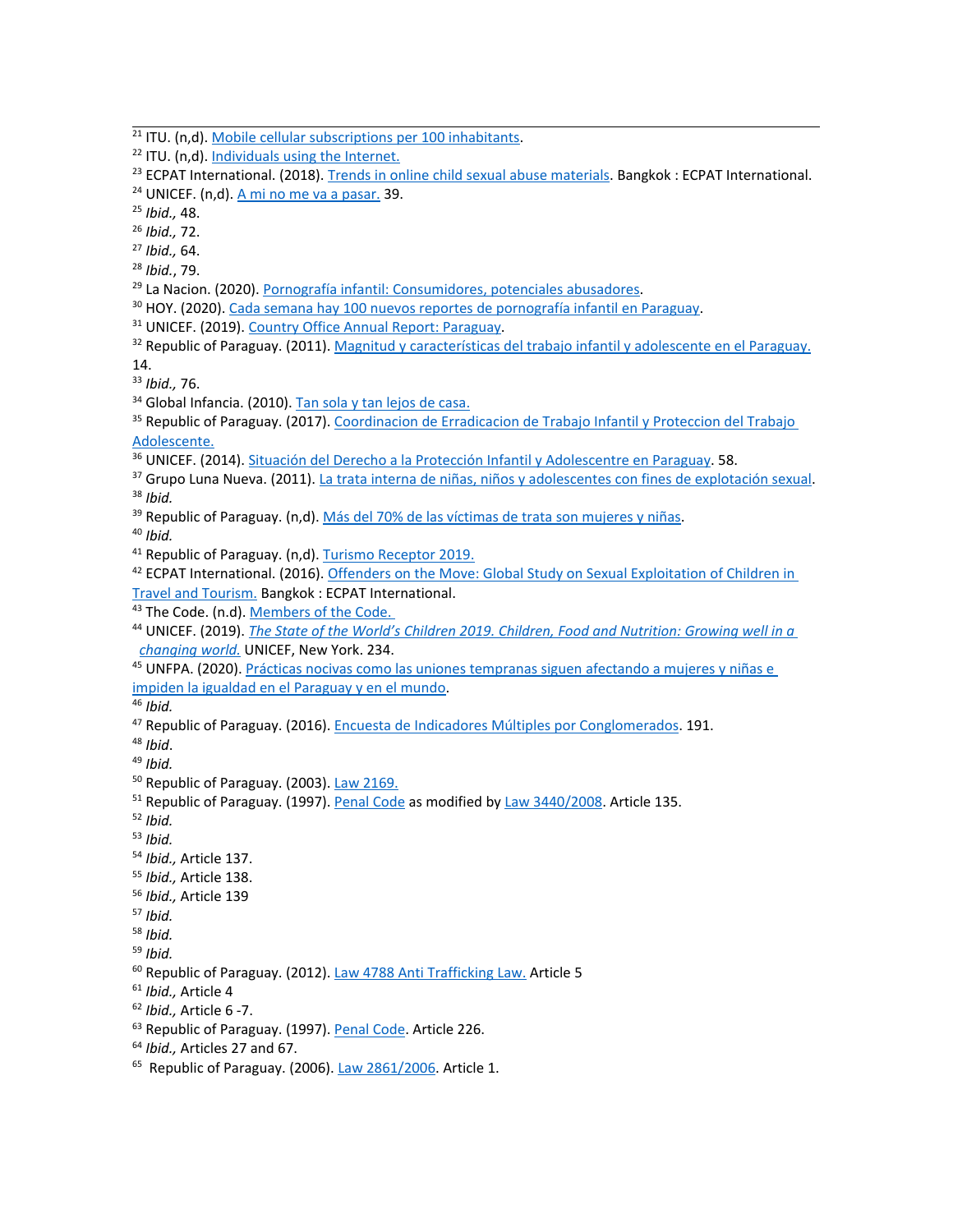[21] ITU. (n,d). Mobile cellular subscriptions per 100 inhabitants.

[22] ITU. (n,d). Individuals using the Internet.

[23] ECPAT International. (2018). Trends in online child sexual abuse materials. Bangkok : ECPAT International.

[24] UNICEF. (n,d). A mi no me va a pasar. 39.

[25] *Ibid.,* 48.

[26] *Ibid.,* 72.

[27] *Ibid.,* 64.

[28] *Ibid.*, 79.

[29] La Nacion. (2020). Pornografía infantil: Consumidores, potenciales abusadores.

[30] HOY. (2020). Cada semana hay 100 nuevos reportes de pornografía infantil en Paraguay.

[31] UNICEF. (2019). Country Office Annual Report: Paraguay.

[32] Republic of Paraguay. (2011). Magnitud y características del trabajo infantil y adolescente en el Paraguay. 14.

[33] *Ibid.,* 76.

[34] Global Infancia. (2010). Tan sola y tan lejos de casa.

[35] Republic of Paraguay. (2017). Coordinacion de Erradicacion de Trabajo Infantil y Proteccion del Trabajo Adolescente.

[36] UNICEF. (2014). Situación del Derecho a la Protección Infantil y Adolescentre en Paraguay. 58.

[37] Grupo Luna Nueva. (2011). La trata interna de niñas, niños y adolescentes con fines de explotación sexual.

[38] *Ibid.*

[39] Republic of Paraguay. (n,d). Más del 70% de las víctimas de trata son mujeres y niñas.

[40] *Ibid.*

[41] Republic of Paraguay. (n,d). Turismo Receptor 2019.

[42] ECPAT International. (2016). Offenders on the Move: Global Study on Sexual Exploitation of Children in Travel and Tourism. Bangkok : ECPAT International.

[43] The Code. (n.d). Members of the Code.

[44] UNICEF. (2019). *The State of the World's Children 2019. Children, Food and Nutrition: Growing well in a changing world.* UNICEF, New York. 234.

[45] UNFPA. (2020). Prácticas nocivas como las uniones tempranas siguen afectando a mujeres y niñas e impiden la igualdad en el Paraguay y en el mundo.

[46] *Ibid.*

[47] Republic of Paraguay. (2016). Encuesta de Indicadores Múltiples por Conglomerados. 191.

[48] *Ibid*.

[49] *Ibid.*

[50] Republic of Paraguay. (2003). Law 2169.

[51] Republic of Paraguay. (1997). Penal Code as modified by Law 3440/2008. Article 135.

[52] *Ibid.*

[53] *Ibid.*

[54] *Ibid.,* Article 137.

[55] *Ibid.,* Article 138.

[56] *Ibid.,* Article 139

[57] *Ibid.*

[58] *Ibid.*

[59] *Ibid.*

[60] Republic of Paraguay. (2012). Law 4788 Anti Trafficking Law. Article 5

[61] *Ibid.,* Article 4

[62] *Ibid.,* Article 6 -7.

[63] Republic of Paraguay. (1997). Penal Code. Article 226.

[64] *Ibid.,* Articles 27 and 67.

[65] Republic of Paraguay. (2006). Law 2861/2006. Article 1.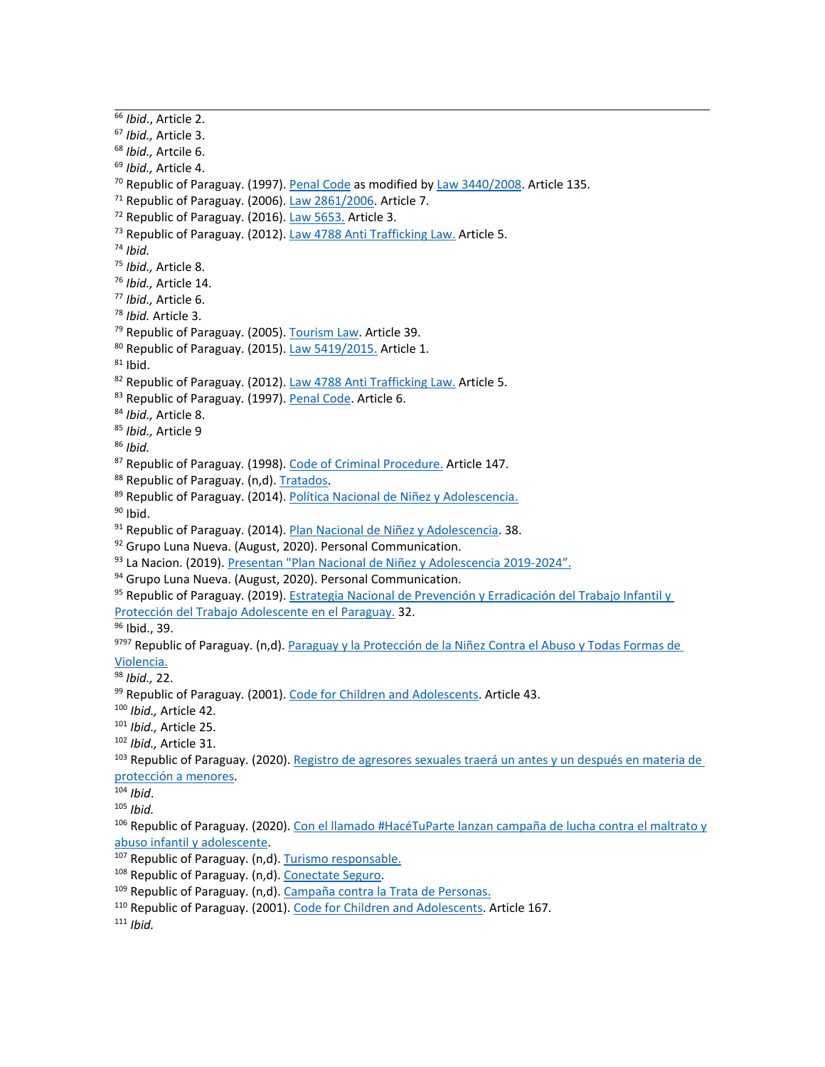[66] *Ibid.*, Article 2.
[67] *Ibid.,* Article 3.
[68] *Ibid.,* Artcile 6.
[69] *Ibid.,* Article 4.
[70] Republic of Paraguay. (1997). Penal Code as modified by Law 3440/2008. Article 135.
[71] Republic of Paraguay. (2006). Law 2861/2006. Article 7.
[72] Republic of Paraguay. (2016). Law 5653. Article 3.
[73] Republic of Paraguay. (2012). Law 4788 Anti Trafficking Law. Article 5.
[74] *Ibid.*
[75] *Ibid.,* Article 8.
[76] *Ibid.,* Article 14.
[77] *Ibid.,* Article 6.
[78] *Ibid.* Article 3.
[79] Republic of Paraguay. (2005). Tourism Law. Article 39.
[80] Republic of Paraguay. (2015). Law 5419/2015. Article 1.
[81] Ibid.
[82] Republic of Paraguay. (2012). Law 4788 Anti Trafficking Law. Article 5.
[83] Republic of Paraguay. (1997). Penal Code. Article 6.
[84] *Ibid.,* Article 8.
[85] *Ibid.,* Article 9
[86] *Ibid.*
[87] Republic of Paraguay. (1998). Code of Criminal Procedure. Article 147.
[88] Republic of Paraguay. (n,d). Tratados.
[89] Republic of Paraguay. (2014). Política Nacional de Niñez y Adolescencia.
[90] Ibid.
[91] Republic of Paraguay. (2014). Plan Nacional de Niñez y Adolescencia. 38.
[92] Grupo Luna Nueva. (August, 2020). Personal Communication.
[93] La Nacion. (2019). Presentan "Plan Nacional de Niñez y Adolescencia 2019-2024".
[94] Grupo Luna Nueva. (August, 2020). Personal Communication.
[95] Republic of Paraguay. (2019). Estrategia Nacional de Prevención y Erradicación del Trabajo Infantil y Protección del Trabajo Adolescente en el Paraguay. 32.
[96] Ibid., 39.
[9797] Republic of Paraguay. (n,d). Paraguay y la Protección de la Niñez Contra el Abuso y Todas Formas de Violencia.
[98] *Ibid.,* 22.
[99] Republic of Paraguay. (2001). Code for Children and Adolescents. Article 43.
[100] *Ibid.,* Article 42.
[101] *Ibid.,* Article 25.
[102] *Ibid.,* Article 31.
[103] Republic of Paraguay. (2020). Registro de agresores sexuales traerá un antes y un después en materia de protección a menores.
[104] *Ibid*.
[105] *Ibid.*
[106] Republic of Paraguay. (2020). Con el llamado #HacéTuParte lanzan campaña de lucha contra el maltrato y abuso infantil y adolescente.
[107] Republic of Paraguay. (n,d). Turismo responsable.
[108] Republic of Paraguay. (n,d). Conectate Seguro.
[109] Republic of Paraguay. (n,d). Campaña contra la Trata de Personas.
[110] Republic of Paraguay. (2001). Code for Children and Adolescents. Article 167.
[111] *Ibid.*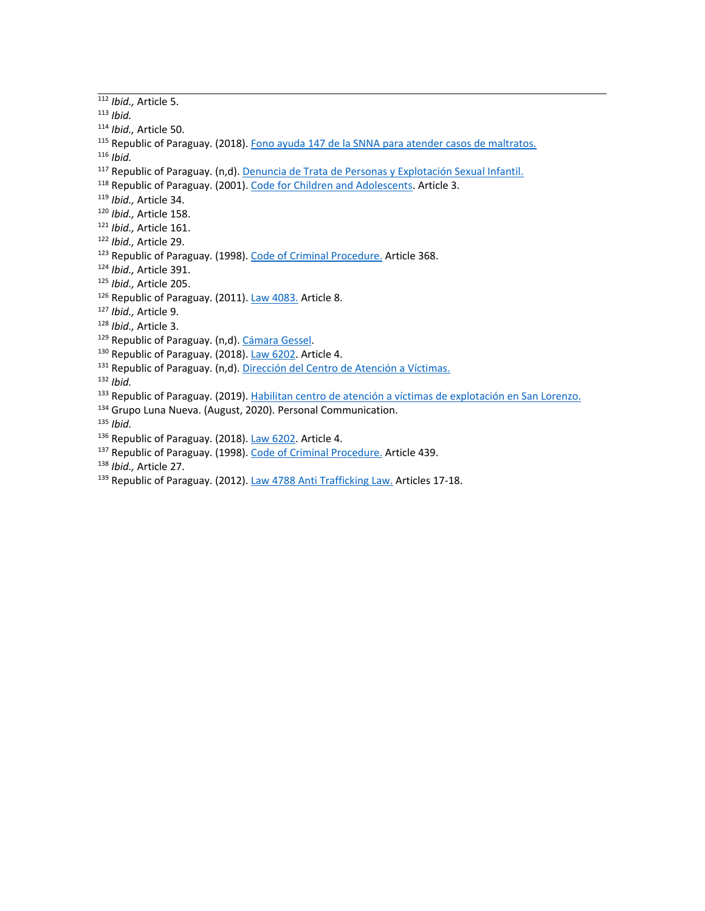[112] *Ibid.,* Article 5.
[113] *Ibid.*
[114] *Ibid.,* Article 50.
[115] Republic of Paraguay. (2018). Fono ayuda 147 de la SNNA para atender casos de maltratos.
[116] *Ibid.*
[117] Republic of Paraguay. (n,d). Denuncia de Trata de Personas y Explotación Sexual Infantil.
[118] Republic of Paraguay. (2001). Code for Children and Adolescents. Article 3.
[119] *Ibid.,* Article 34.
[120] *Ibid.,* Article 158.
[121] *Ibid.,* Article 161.
[122] *Ibid.,* Article 29.
[123] Republic of Paraguay. (1998). Code of Criminal Procedure. Article 368.
[124] *Ibid.,* Article 391.
[125] *Ibid.,* Article 205.
[126] Republic of Paraguay. (2011). Law 4083. Article 8.
[127] *Ibid.,* Article 9.
[128] *Ibid.,* Article 3.
[129] Republic of Paraguay. (n,d). Cámara Gessel.
[130] Republic of Paraguay. (2018). Law 6202. Article 4.
[131] Republic of Paraguay. (n,d). Dirección del Centro de Atención a Víctimas.
[132] *Ibid.*
[133] Republic of Paraguay. (2019). Habilitan centro de atención a víctimas de explotación en San Lorenzo.
[134] Grupo Luna Nueva. (August, 2020). Personal Communication.
[135] *Ibid.*
[136] Republic of Paraguay. (2018). Law 6202. Article 4.
[137] Republic of Paraguay. (1998). Code of Criminal Procedure. Article 439.
[138] *Ibid.,* Article 27.
[139] Republic of Paraguay. (2012). Law 4788 Anti Trafficking Law. Articles 17-18.